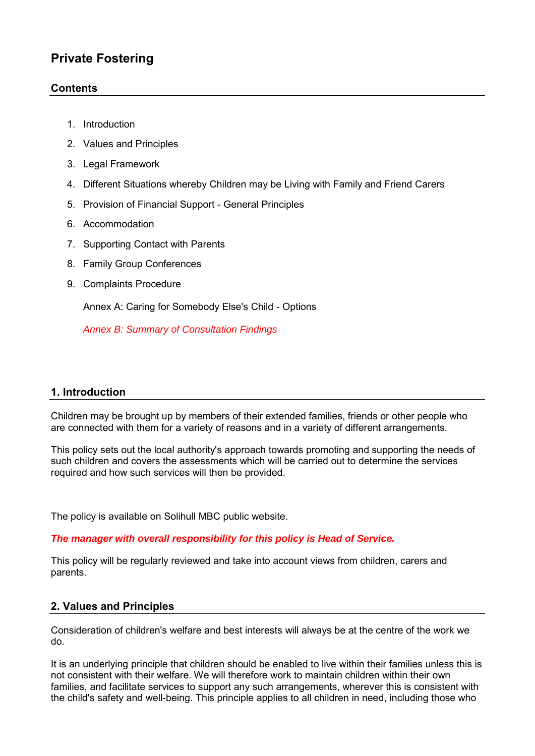# Private Fostering

## Contents

1. Introduction
2. Values and Principles
3. Legal Framework
4. Different Situations whereby Children may be Living with Family and Friend Carers
5. Provision of Financial Support - General Principles
6. Accommodation
7. Supporting Contact with Parents
8. Family Group Conferences
9. Complaints Procedure

   Annex A: Caring for Somebody Else's Child - Options

   *Annex B: Summary of Consultation Findings*

## 1. Introduction

Children may be brought up by members of their extended families, friends or other people who are connected with them for a variety of reasons and in a variety of different arrangements.

This policy sets out the local authority's approach towards promoting and supporting the needs of such children and covers the assessments which will be carried out to determine the services required and how such services will then be provided.

The policy is available on Solihull MBC public website.

***The manager with overall responsibility for this policy is Head of Service.***

This policy will be regularly reviewed and take into account views from children, carers and parents.

## 2. Values and Principles

Consideration of children's welfare and best interests will always be at the centre of the work we do.

It is an underlying principle that children should be enabled to live within their families unless this is not consistent with their welfare. We will therefore work to maintain children within their own families, and facilitate services to support any such arrangements, wherever this is consistent with the child's safety and well-being. This principle applies to all children in need, including those who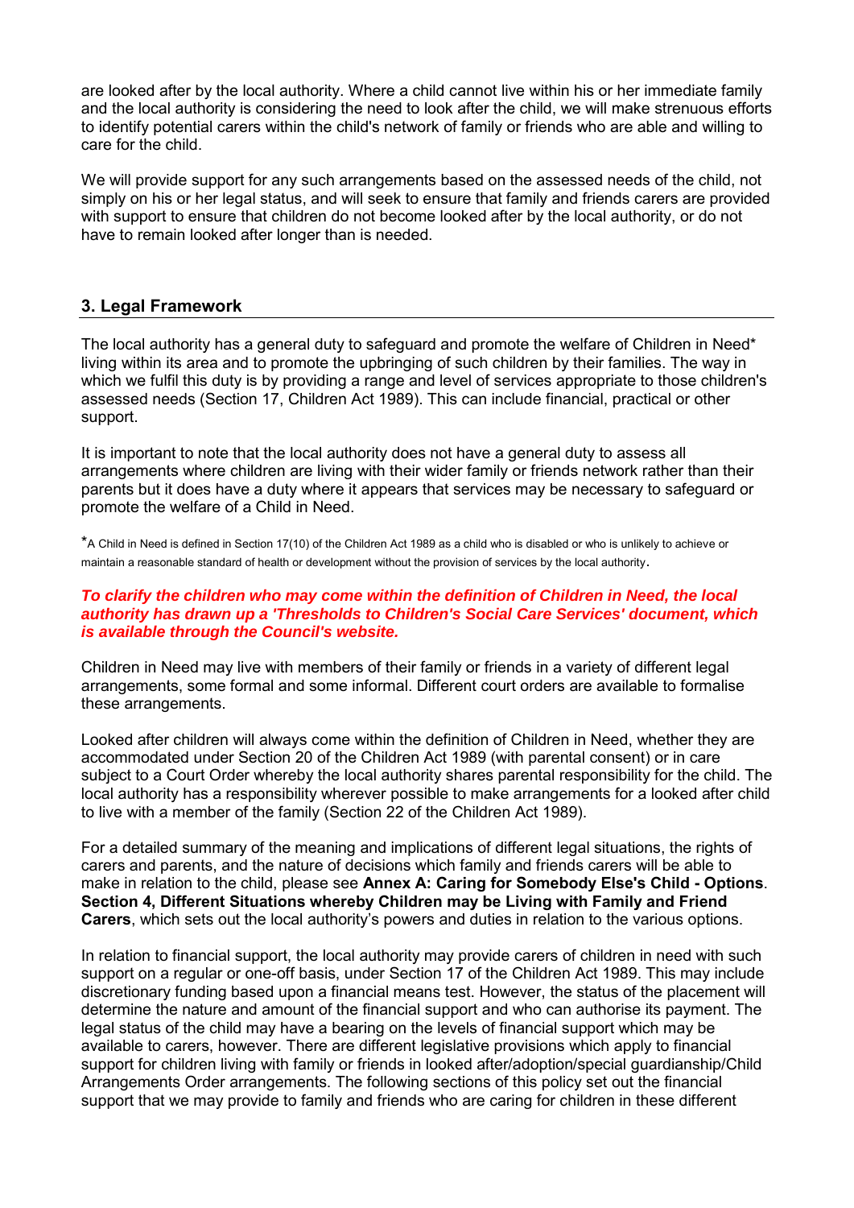are looked after by the local authority. Where a child cannot live within his or her immediate family and the local authority is considering the need to look after the child, we will make strenuous efforts to identify potential carers within the child's network of family or friends who are able and willing to care for the child.

We will provide support for any such arrangements based on the assessed needs of the child, not simply on his or her legal status, and will seek to ensure that family and friends carers are provided with support to ensure that children do not become looked after by the local authority, or do not have to remain looked after longer than is needed.

## 3. Legal Framework

The local authority has a general duty to safeguard and promote the welfare of Children in Need* living within its area and to promote the upbringing of such children by their families. The way in which we fulfil this duty is by providing a range and level of services appropriate to those children's assessed needs (Section 17, Children Act 1989). This can include financial, practical or other support.

It is important to note that the local authority does not have a general duty to assess all arrangements where children are living with their wider family or friends network rather than their parents but it does have a duty where it appears that services may be necessary to safeguard or promote the welfare of a Child in Need.

*A Child in Need is defined in Section 17(10) of the Children Act 1989 as a child who is disabled or who is unlikely to achieve or maintain a reasonable standard of health or development without the provision of services by the local authority.

***To clarify the children who may come within the definition of Children in Need, the local authority has drawn up a 'Thresholds to Children's Social Care Services' document, which is available through the Council's website.***

Children in Need may live with members of their family or friends in a variety of different legal arrangements, some formal and some informal. Different court orders are available to formalise these arrangements.

Looked after children will always come within the definition of Children in Need, whether they are accommodated under Section 20 of the Children Act 1989 (with parental consent) or in care subject to a Court Order whereby the local authority shares parental responsibility for the child. The local authority has a responsibility wherever possible to make arrangements for a looked after child to live with a member of the family (Section 22 of the Children Act 1989).

For a detailed summary of the meaning and implications of different legal situations, the rights of carers and parents, and the nature of decisions which family and friends carers will be able to make in relation to the child, please see **Annex A: Caring for Somebody Else's Child - Options**. **Section 4, Different Situations whereby Children may be Living with Family and Friend Carers**, which sets out the local authority's powers and duties in relation to the various options.

In relation to financial support, the local authority may provide carers of children in need with such support on a regular or one-off basis, under Section 17 of the Children Act 1989. This may include discretionary funding based upon a financial means test. However, the status of the placement will determine the nature and amount of the financial support and who can authorise its payment. The legal status of the child may have a bearing on the levels of financial support which may be available to carers, however. There are different legislative provisions which apply to financial support for children living with family or friends in looked after/adoption/special guardianship/Child Arrangements Order arrangements. The following sections of this policy set out the financial support that we may provide to family and friends who are caring for children in these different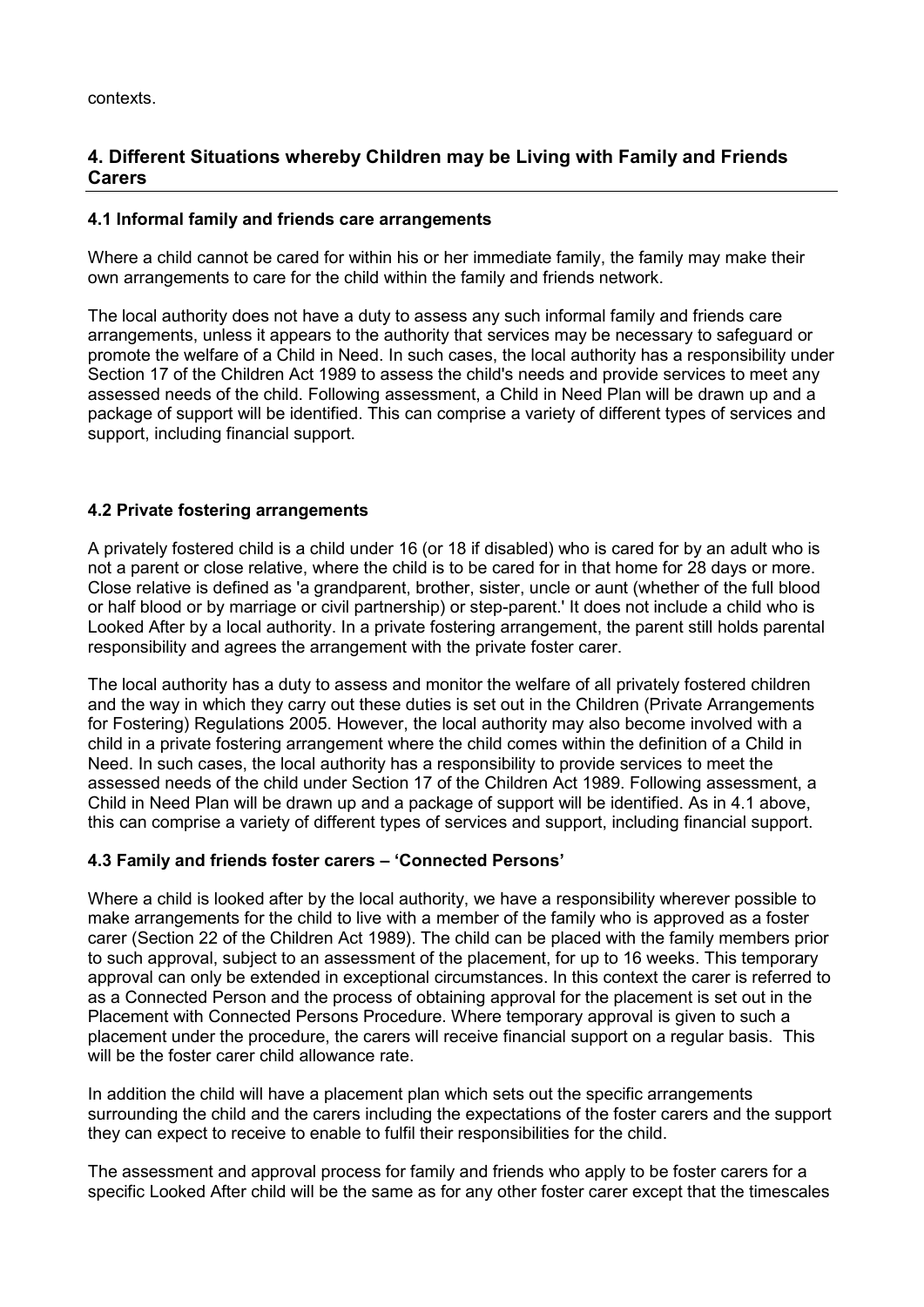contexts.

## 4. Different Situations whereby Children may be Living with Family and Friends Carers

### 4.1 Informal family and friends care arrangements

Where a child cannot be cared for within his or her immediate family, the family may make their own arrangements to care for the child within the family and friends network.

The local authority does not have a duty to assess any such informal family and friends care arrangements, unless it appears to the authority that services may be necessary to safeguard or promote the welfare of a Child in Need. In such cases, the local authority has a responsibility under Section 17 of the Children Act 1989 to assess the child's needs and provide services to meet any assessed needs of the child. Following assessment, a Child in Need Plan will be drawn up and a package of support will be identified. This can comprise a variety of different types of services and support, including financial support.

### 4.2 Private fostering arrangements

A privately fostered child is a child under 16 (or 18 if disabled) who is cared for by an adult who is not a parent or close relative, where the child is to be cared for in that home for 28 days or more. Close relative is defined as 'a grandparent, brother, sister, uncle or aunt (whether of the full blood or half blood or by marriage or civil partnership) or step-parent.' It does not include a child who is Looked After by a local authority. In a private fostering arrangement, the parent still holds parental responsibility and agrees the arrangement with the private foster carer.

The local authority has a duty to assess and monitor the welfare of all privately fostered children and the way in which they carry out these duties is set out in the Children (Private Arrangements for Fostering) Regulations 2005. However, the local authority may also become involved with a child in a private fostering arrangement where the child comes within the definition of a Child in Need. In such cases, the local authority has a responsibility to provide services to meet the assessed needs of the child under Section 17 of the Children Act 1989. Following assessment, a Child in Need Plan will be drawn up and a package of support will be identified. As in 4.1 above, this can comprise a variety of different types of services and support, including financial support.

### 4.3 Family and friends foster carers – 'Connected Persons'

Where a child is looked after by the local authority, we have a responsibility wherever possible to make arrangements for the child to live with a member of the family who is approved as a foster carer (Section 22 of the Children Act 1989). The child can be placed with the family members prior to such approval, subject to an assessment of the placement, for up to 16 weeks. This temporary approval can only be extended in exceptional circumstances. In this context the carer is referred to as a Connected Person and the process of obtaining approval for the placement is set out in the Placement with Connected Persons Procedure. Where temporary approval is given to such a placement under the procedure, the carers will receive financial support on a regular basis. This will be the foster carer child allowance rate.

In addition the child will have a placement plan which sets out the specific arrangements surrounding the child and the carers including the expectations of the foster carers and the support they can expect to receive to enable to fulfil their responsibilities for the child.

The assessment and approval process for family and friends who apply to be foster carers for a specific Looked After child will be the same as for any other foster carer except that the timescales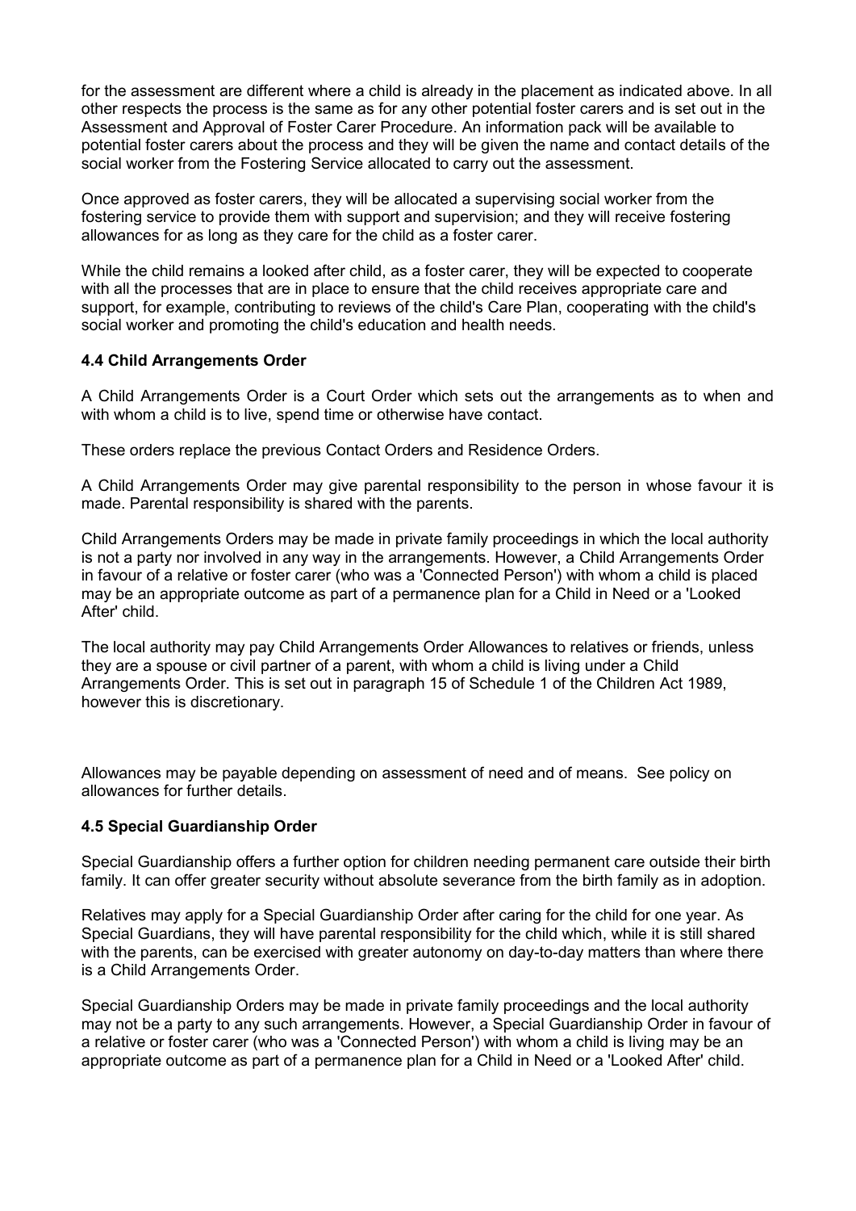for the assessment are different where a child is already in the placement as indicated above. In all other respects the process is the same as for any other potential foster carers and is set out in the Assessment and Approval of Foster Carer Procedure. An information pack will be available to potential foster carers about the process and they will be given the name and contact details of the social worker from the Fostering Service allocated to carry out the assessment.

Once approved as foster carers, they will be allocated a supervising social worker from the fostering service to provide them with support and supervision; and they will receive fostering allowances for as long as they care for the child as a foster carer.

While the child remains a looked after child, as a foster carer, they will be expected to cooperate with all the processes that are in place to ensure that the child receives appropriate care and support, for example, contributing to reviews of the child's Care Plan, cooperating with the child's social worker and promoting the child's education and health needs.

### 4.4 Child Arrangements Order

A Child Arrangements Order is a Court Order which sets out the arrangements as to when and with whom a child is to live, spend time or otherwise have contact.

These orders replace the previous Contact Orders and Residence Orders.

A Child Arrangements Order may give parental responsibility to the person in whose favour it is made. Parental responsibility is shared with the parents.

Child Arrangements Orders may be made in private family proceedings in which the local authority is not a party nor involved in any way in the arrangements. However, a Child Arrangements Order in favour of a relative or foster carer (who was a 'Connected Person') with whom a child is placed may be an appropriate outcome as part of a permanence plan for a Child in Need or a 'Looked After' child.

The local authority may pay Child Arrangements Order Allowances to relatives or friends, unless they are a spouse or civil partner of a parent, with whom a child is living under a Child Arrangements Order. This is set out in paragraph 15 of Schedule 1 of the Children Act 1989, however this is discretionary.

Allowances may be payable depending on assessment of need and of means. See policy on allowances for further details.

### 4.5 Special Guardianship Order

Special Guardianship offers a further option for children needing permanent care outside their birth family. It can offer greater security without absolute severance from the birth family as in adoption.

Relatives may apply for a Special Guardianship Order after caring for the child for one year. As Special Guardians, they will have parental responsibility for the child which, while it is still shared with the parents, can be exercised with greater autonomy on day-to-day matters than where there is a Child Arrangements Order.

Special Guardianship Orders may be made in private family proceedings and the local authority may not be a party to any such arrangements. However, a Special Guardianship Order in favour of a relative or foster carer (who was a 'Connected Person') with whom a child is living may be an appropriate outcome as part of a permanence plan for a Child in Need or a 'Looked After' child.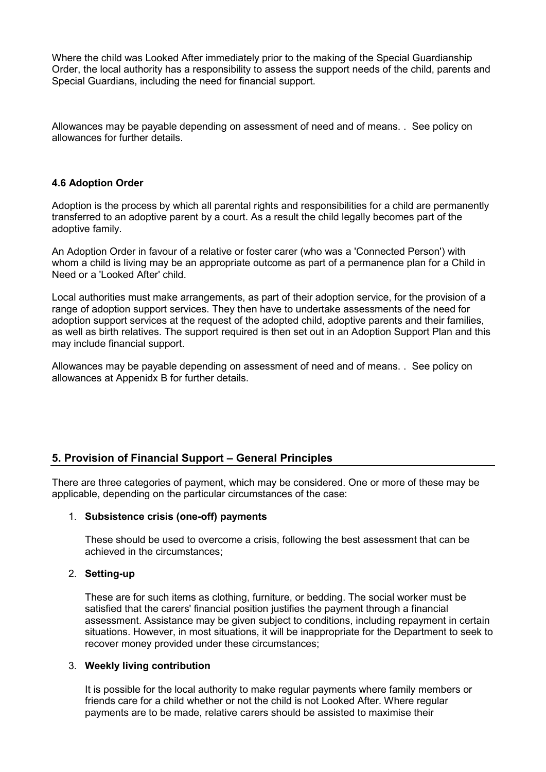Where the child was Looked After immediately prior to the making of the Special Guardianship Order, the local authority has a responsibility to assess the support needs of the child, parents and Special Guardians, including the need for financial support.

Allowances may be payable depending on assessment of need and of means. . See policy on allowances for further details.

#### 4.6 Adoption Order

Adoption is the process by which all parental rights and responsibilities for a child are permanently transferred to an adoptive parent by a court. As a result the child legally becomes part of the adoptive family.

An Adoption Order in favour of a relative or foster carer (who was a 'Connected Person') with whom a child is living may be an appropriate outcome as part of a permanence plan for a Child in Need or a 'Looked After' child.

Local authorities must make arrangements, as part of their adoption service, for the provision of a range of adoption support services. They then have to undertake assessments of the need for adoption support services at the request of the adopted child, adoptive parents and their families, as well as birth relatives. The support required is then set out in an Adoption Support Plan and this may include financial support.

Allowances may be payable depending on assessment of need and of means. . See policy on allowances at Appenidx B for further details.

## 5. Provision of Financial Support – General Principles

There are three categories of payment, which may be considered. One or more of these may be applicable, depending on the particular circumstances of the case:

1. **Subsistence crisis (one-off) payments**

   These should be used to overcome a crisis, following the best assessment that can be achieved in the circumstances;

2. **Setting-up**

   These are for such items as clothing, furniture, or bedding. The social worker must be satisfied that the carers' financial position justifies the payment through a financial assessment. Assistance may be given subject to conditions, including repayment in certain situations. However, in most situations, it will be inappropriate for the Department to seek to recover money provided under these circumstances;

3. **Weekly living contribution**

   It is possible for the local authority to make regular payments where family members or friends care for a child whether or not the child is not Looked After. Where regular payments are to be made, relative carers should be assisted to maximise their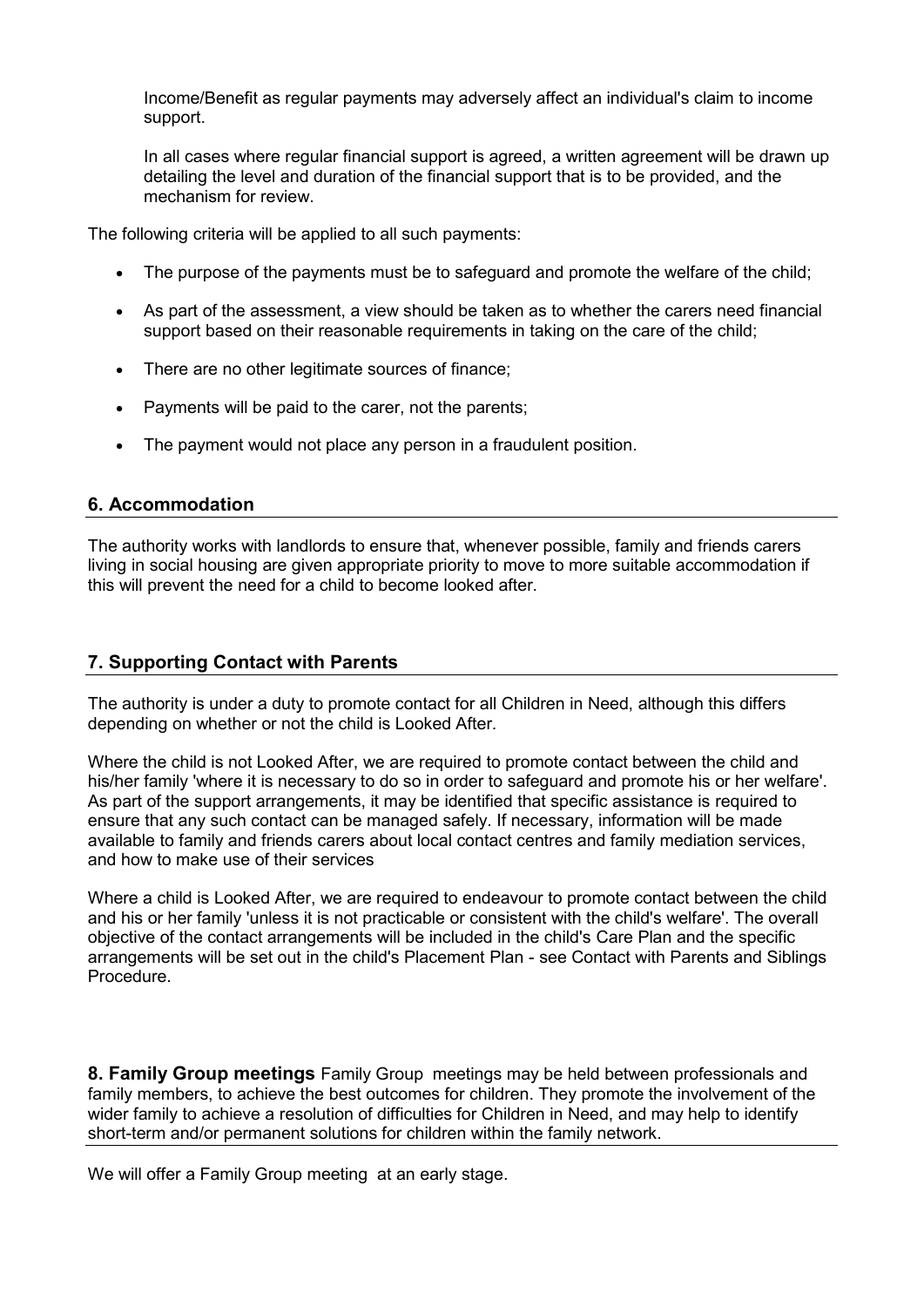Income/Benefit as regular payments may adversely affect an individual's claim to income support.

In all cases where regular financial support is agreed, a written agreement will be drawn up detailing the level and duration of the financial support that is to be provided, and the mechanism for review.

The following criteria will be applied to all such payments:

- The purpose of the payments must be to safeguard and promote the welfare of the child;
- As part of the assessment, a view should be taken as to whether the carers need financial support based on their reasonable requirements in taking on the care of the child;
- There are no other legitimate sources of finance;
- Payments will be paid to the carer, not the parents;
- The payment would not place any person in a fraudulent position.

## 6. Accommodation

The authority works with landlords to ensure that, whenever possible, family and friends carers living in social housing are given appropriate priority to move to more suitable accommodation if this will prevent the need for a child to become looked after.

## 7. Supporting Contact with Parents

The authority is under a duty to promote contact for all Children in Need, although this differs depending on whether or not the child is Looked After.

Where the child is not Looked After, we are required to promote contact between the child and his/her family 'where it is necessary to do so in order to safeguard and promote his or her welfare'. As part of the support arrangements, it may be identified that specific assistance is required to ensure that any such contact can be managed safely. If necessary, information will be made available to family and friends carers about local contact centres and family mediation services, and how to make use of their services

Where a child is Looked After, we are required to endeavour to promote contact between the child and his or her family 'unless it is not practicable or consistent with the child's welfare'. The overall objective of the contact arrangements will be included in the child's Care Plan and the specific arrangements will be set out in the child's Placement Plan - see Contact with Parents and Siblings Procedure.

## 8. Family Group meetings

Family Group meetings may be held between professionals and family members, to achieve the best outcomes for children. They promote the involvement of the wider family to achieve a resolution of difficulties for Children in Need, and may help to identify short-term and/or permanent solutions for children within the family network.

We will offer a Family Group meeting at an early stage.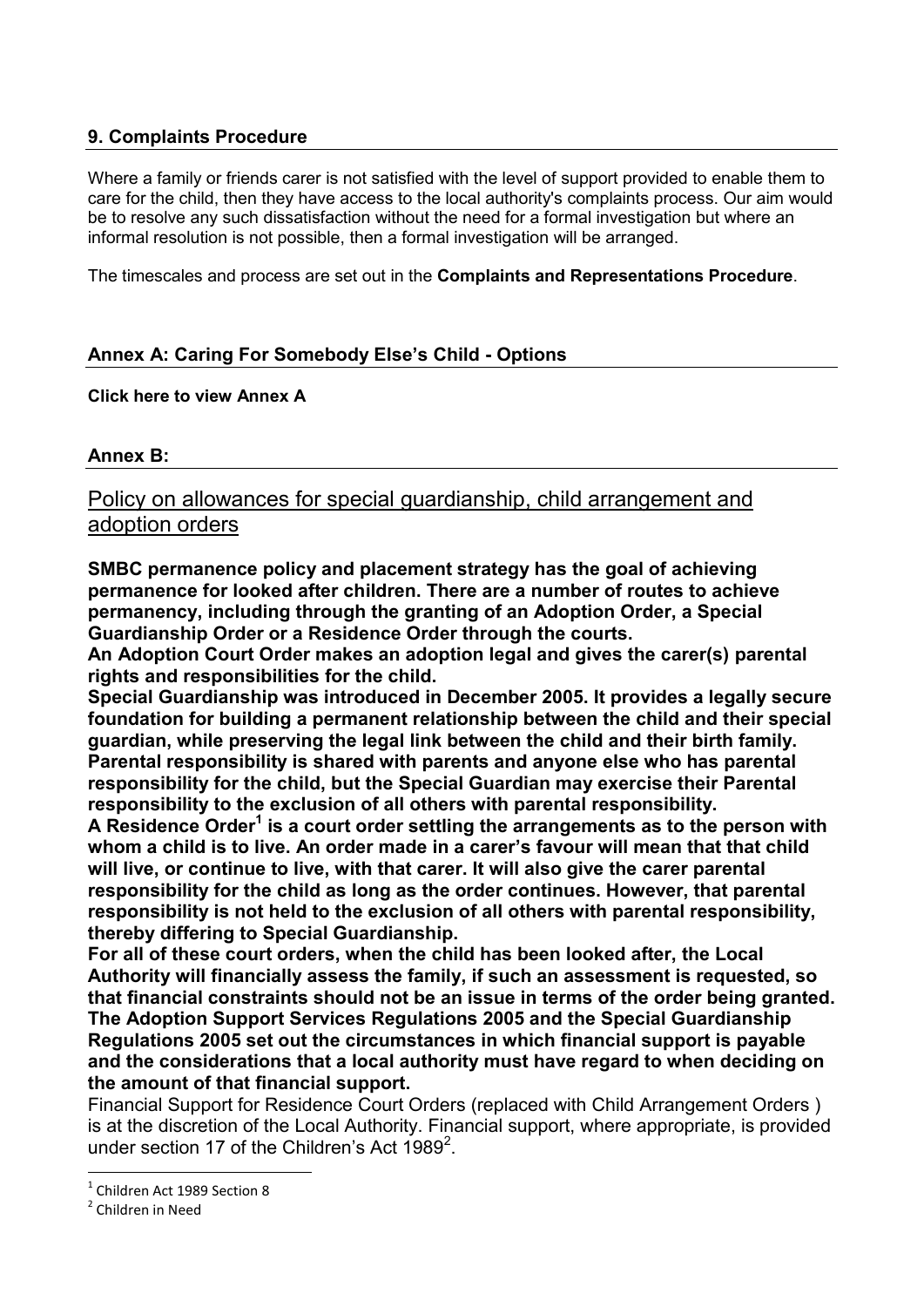## 9. Complaints Procedure

Where a family or friends carer is not satisfied with the level of support provided to enable them to care for the child, then they have access to the local authority's complaints process. Our aim would be to resolve any such dissatisfaction without the need for a formal investigation but where an informal resolution is not possible, then a formal investigation will be arranged.

The timescales and process are set out in the **Complaints and Representations Procedure**.

## Annex A: Caring For Somebody Else's Child - Options

**Click here to view Annex A**

## Annex B:

### Policy on allowances for special guardianship, child arrangement and adoption orders

**SMBC permanence policy and placement strategy has the goal of achieving permanence for looked after children. There are a number of routes to achieve permanency, including through the granting of an Adoption Order, a Special Guardianship Order or a Residence Order through the courts.**

**An Adoption Court Order makes an adoption legal and gives the carer(s) parental rights and responsibilities for the child.**

**Special Guardianship was introduced in December 2005. It provides a legally secure foundation for building a permanent relationship between the child and their special guardian, while preserving the legal link between the child and their birth family. Parental responsibility is shared with parents and anyone else who has parental responsibility for the child, but the Special Guardian may exercise their Parental responsibility to the exclusion of all others with parental responsibility.**

**A Residence Order[1] is a court order settling the arrangements as to the person with whom a child is to live. An order made in a carer's favour will mean that that child will live, or continue to live, with that carer. It will also give the carer parental responsibility for the child as long as the order continues. However, that parental responsibility is not held to the exclusion of all others with parental responsibility, thereby differing to Special Guardianship.**

**For all of these court orders, when the child has been looked after, the Local Authority will financially assess the family, if such an assessment is requested, so that financial constraints should not be an issue in terms of the order being granted.**

**The Adoption Support Services Regulations 2005 and the Special Guardianship Regulations 2005 set out the circumstances in which financial support is payable and the considerations that a local authority must have regard to when deciding on the amount of that financial support.**

Financial Support for Residence Court Orders (replaced with Child Arrangement Orders ) is at the discretion of the Local Authority. Financial support, where appropriate, is provided under section 17 of the Children's Act 1989[2].

---

[1] Children Act 1989 Section 8

[2] Children in Need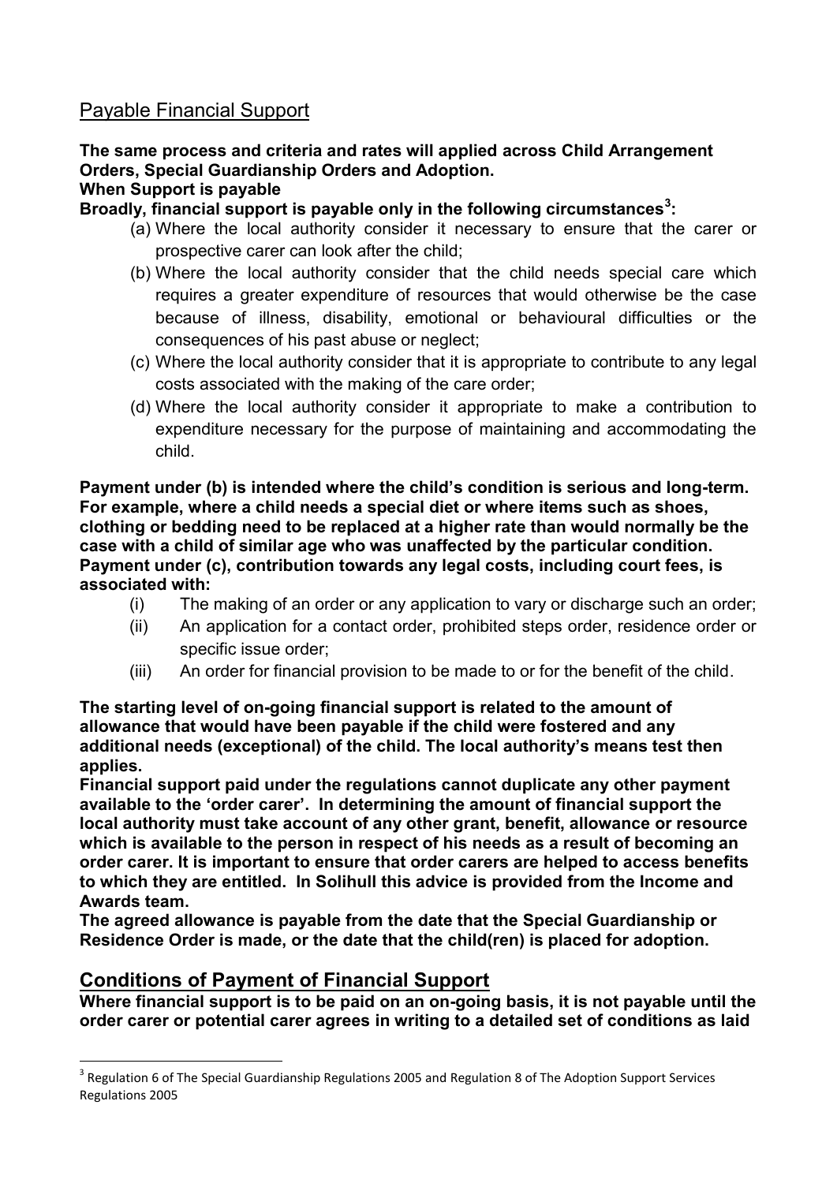## Payable Financial Support

**The same process and criteria and rates will applied across Child Arrangement Orders, Special Guardianship Orders and Adoption.**

**When Support is payable**

**Broadly, financial support is payable only in the following circumstances[3]:**

(a) Where the local authority consider it necessary to ensure that the carer or prospective carer can look after the child;

(b) Where the local authority consider that the child needs special care which requires a greater expenditure of resources that would otherwise be the case because of illness, disability, emotional or behavioural difficulties or the consequences of his past abuse or neglect;

(c) Where the local authority consider that it is appropriate to contribute to any legal costs associated with the making of the care order;

(d) Where the local authority consider it appropriate to make a contribution to expenditure necessary for the purpose of maintaining and accommodating the child.

**Payment under (b) is intended where the child's condition is serious and long-term. For example, where a child needs a special diet or where items such as shoes, clothing or bedding need to be replaced at a higher rate than would normally be the case with a child of similar age who was unaffected by the particular condition.**

**Payment under (c), contribution towards any legal costs, including court fees, is associated with:**

(i) The making of an order or any application to vary or discharge such an order;

(ii) An application for a contact order, prohibited steps order, residence order or specific issue order;

(iii) An order for financial provision to be made to or for the benefit of the child.

**The starting level of on-going financial support is related to the amount of allowance that would have been payable if the child were fostered and any additional needs (exceptional) of the child. The local authority's means test then applies.**

**Financial support paid under the regulations cannot duplicate any other payment available to the 'order carer'. In determining the amount of financial support the local authority must take account of any other grant, benefit, allowance or resource which is available to the person in respect of his needs as a result of becoming an order carer. It is important to ensure that order carers are helped to access benefits to which they are entitled. In Solihull this advice is provided from the Income and Awards team.**

**The agreed allowance is payable from the date that the Special Guardianship or Residence Order is made, or the date that the child(ren) is placed for adoption.**

## Conditions of Payment of Financial Support

**Where financial support is to be paid on an on-going basis, it is not payable until the order carer or potential carer agrees in writing to a detailed set of conditions as laid**

---

[3] Regulation 6 of The Special Guardianship Regulations 2005 and Regulation 8 of The Adoption Support Services Regulations 2005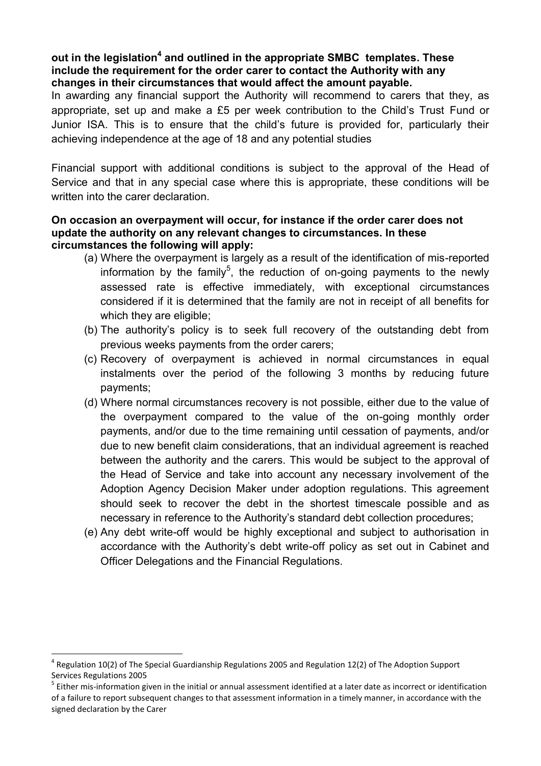**out in the legislation[4] and outlined in the appropriate SMBC templates. These include the requirement for the order carer to contact the Authority with any changes in their circumstances that would affect the amount payable.**

In awarding any financial support the Authority will recommend to carers that they, as appropriate, set up and make a £5 per week contribution to the Child's Trust Fund or Junior ISA. This is to ensure that the child's future is provided for, particularly their achieving independence at the age of 18 and any potential studies

Financial support with additional conditions is subject to the approval of the Head of Service and that in any special case where this is appropriate, these conditions will be written into the carer declaration.

**On occasion an overpayment will occur, for instance if the order carer does not update the authority on any relevant changes to circumstances. In these circumstances the following will apply:**

(a) Where the overpayment is largely as a result of the identification of mis-reported information by the family[5], the reduction of on-going payments to the newly assessed rate is effective immediately, with exceptional circumstances considered if it is determined that the family are not in receipt of all benefits for which they are eligible;

(b) The authority's policy is to seek full recovery of the outstanding debt from previous weeks payments from the order carers;

(c) Recovery of overpayment is achieved in normal circumstances in equal instalments over the period of the following 3 months by reducing future payments;

(d) Where normal circumstances recovery is not possible, either due to the value of the overpayment compared to the value of the on-going monthly order payments, and/or due to the time remaining until cessation of payments, and/or due to new benefit claim considerations, that an individual agreement is reached between the authority and the carers. This would be subject to the approval of the Head of Service and take into account any necessary involvement of the Adoption Agency Decision Maker under adoption regulations. This agreement should seek to recover the debt in the shortest timescale possible and as necessary in reference to the Authority's standard debt collection procedures;

(e) Any debt write-off would be highly exceptional and subject to authorisation in accordance with the Authority's debt write-off policy as set out in Cabinet and Officer Delegations and the Financial Regulations.

---

[4] Regulation 10(2) of The Special Guardianship Regulations 2005 and Regulation 12(2) of The Adoption Support Services Regulations 2005

[5] Either mis-information given in the initial or annual assessment identified at a later date as incorrect or identification of a failure to report subsequent changes to that assessment information in a timely manner, in accordance with the signed declaration by the Carer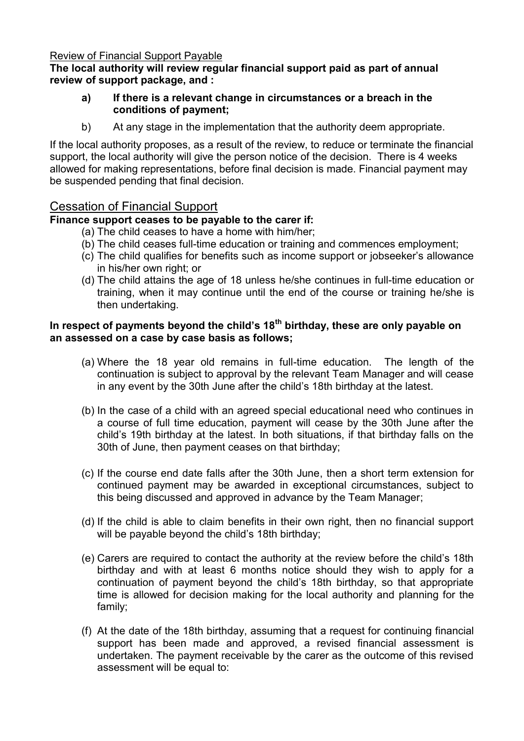Review of Financial Support Payable

**The local authority will review regular financial support paid as part of annual review of support package, and :**

- **a) If there is a relevant change in circumstances or a breach in the conditions of payment;**
- b) At any stage in the implementation that the authority deem appropriate.

If the local authority proposes, as a result of the review, to reduce or terminate the financial support, the local authority will give the person notice of the decision. There is 4 weeks allowed for making representations, before final decision is made. Financial payment may be suspended pending that final decision.

## Cessation of Financial Support

**Finance support ceases to be payable to the carer if:**

(a) The child ceases to have a home with him/her;
(b) The child ceases full-time education or training and commences employment;
(c) The child qualifies for benefits such as income support or jobseeker's allowance in his/her own right; or
(d) The child attains the age of 18 unless he/she continues in full-time education or training, when it may continue until the end of the course or training he/she is then undertaking.

**In respect of payments beyond the child's 18th birthday, these are only payable on an assessed on a case by case basis as follows;**

(a) Where the 18 year old remains in full-time education. The length of the continuation is subject to approval by the relevant Team Manager and will cease in any event by the 30th June after the child's 18th birthday at the latest.

(b) In the case of a child with an agreed special educational need who continues in a course of full time education, payment will cease by the 30th June after the child's 19th birthday at the latest. In both situations, if that birthday falls on the 30th of June, then payment ceases on that birthday;

(c) If the course end date falls after the 30th June, then a short term extension for continued payment may be awarded in exceptional circumstances, subject to this being discussed and approved in advance by the Team Manager;

(d) If the child is able to claim benefits in their own right, then no financial support will be payable beyond the child's 18th birthday;

(e) Carers are required to contact the authority at the review before the child's 18th birthday and with at least 6 months notice should they wish to apply for a continuation of payment beyond the child's 18th birthday, so that appropriate time is allowed for decision making for the local authority and planning for the family;

(f) At the date of the 18th birthday, assuming that a request for continuing financial support has been made and approved, a revised financial assessment is undertaken. The payment receivable by the carer as the outcome of this revised assessment will be equal to: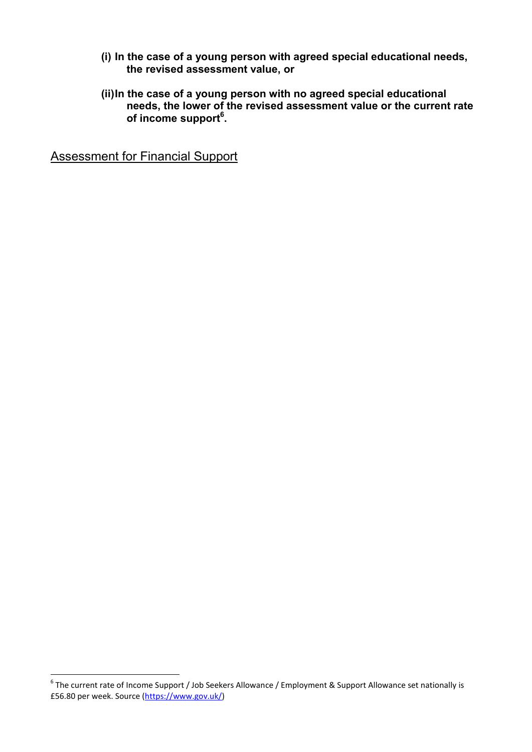**(i) In the case of a young person with agreed special educational needs, the revised assessment value, or**

**(ii) In the case of a young person with no agreed special educational needs, the lower of the revised assessment value or the current rate of income support[6].**

## Assessment for Financial Support

[6] The current rate of Income Support / Job Seekers Allowance / Employment & Support Allowance set nationally is £56.80 per week. Source (https://www.gov.uk/)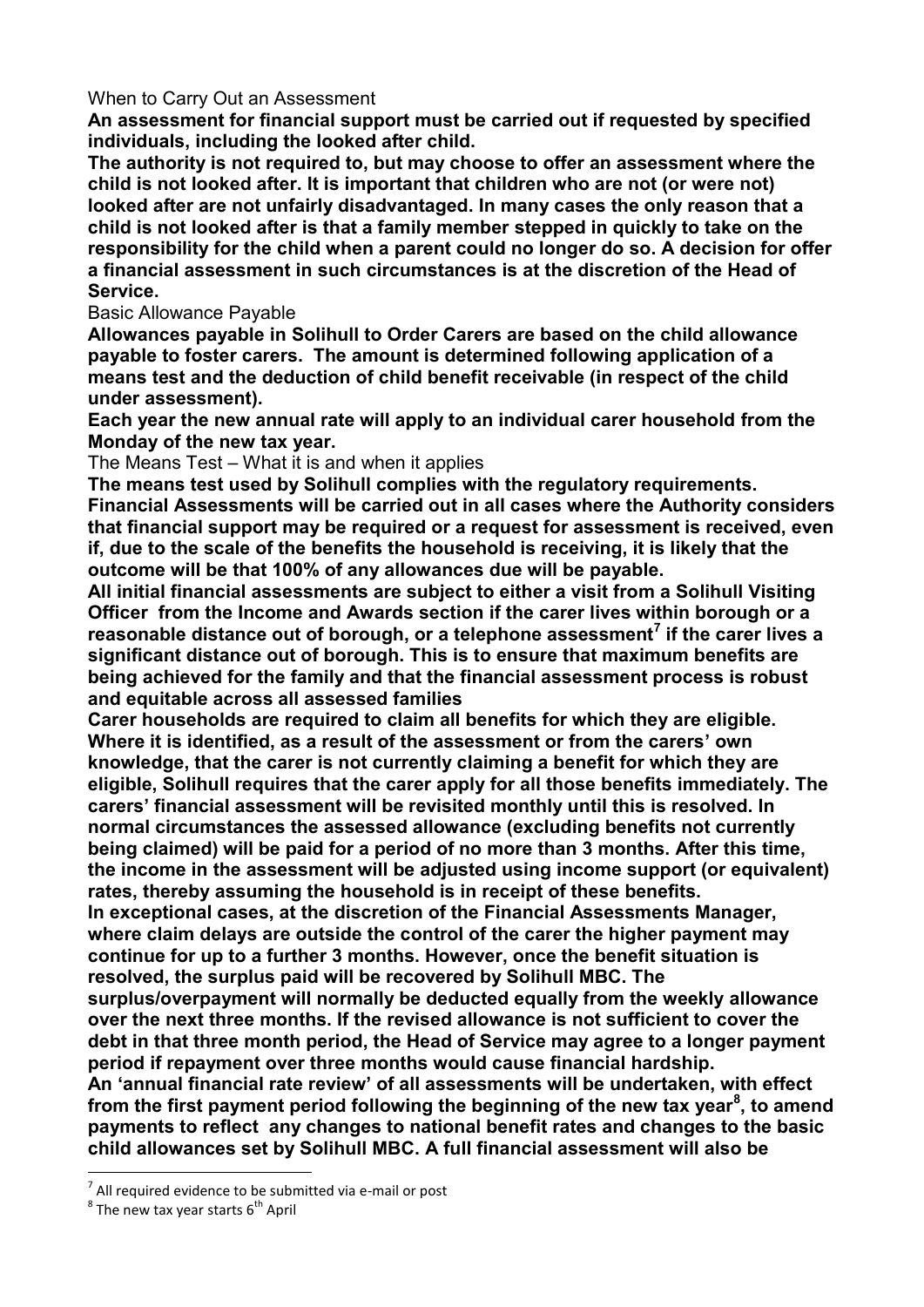When to Carry Out an Assessment

**An assessment for financial support must be carried out if requested by specified individuals, including the looked after child.**

**The authority is not required to, but may choose to offer an assessment where the child is not looked after. It is important that children who are not (or were not) looked after are not unfairly disadvantaged. In many cases the only reason that a child is not looked after is that a family member stepped in quickly to take on the responsibility for the child when a parent could no longer do so. A decision for offer a financial assessment in such circumstances is at the discretion of the Head of Service.**

Basic Allowance Payable

**Allowances payable in Solihull to Order Carers are based on the child allowance payable to foster carers. The amount is determined following application of a means test and the deduction of child benefit receivable (in respect of the child under assessment).**

**Each year the new annual rate will apply to an individual carer household from the Monday of the new tax year.**

The Means Test – What it is and when it applies

**The means test used by Solihull complies with the regulatory requirements. Financial Assessments will be carried out in all cases where the Authority considers that financial support may be required or a request for assessment is received, even if, due to the scale of the benefits the household is receiving, it is likely that the outcome will be that 100% of any allowances due will be payable.**

**All initial financial assessments are subject to either a visit from a Solihull Visiting Officer from the Income and Awards section if the carer lives within borough or a reasonable distance out of borough, or a telephone assessment[7] if the carer lives a significant distance out of borough. This is to ensure that maximum benefits are being achieved for the family and that the financial assessment process is robust and equitable across all assessed families**

**Carer households are required to claim all benefits for which they are eligible. Where it is identified, as a result of the assessment or from the carers' own knowledge, that the carer is not currently claiming a benefit for which they are eligible, Solihull requires that the carer apply for all those benefits immediately. The carers' financial assessment will be revisited monthly until this is resolved. In normal circumstances the assessed allowance (excluding benefits not currently being claimed) will be paid for a period of no more than 3 months. After this time, the income in the assessment will be adjusted using income support (or equivalent) rates, thereby assuming the household is in receipt of these benefits.**

**In exceptional cases, at the discretion of the Financial Assessments Manager, where claim delays are outside the control of the carer the higher payment may continue for up to a further 3 months. However, once the benefit situation is resolved, the surplus paid will be recovered by Solihull MBC. The surplus/overpayment will normally be deducted equally from the weekly allowance over the next three months. If the revised allowance is not sufficient to cover the debt in that three month period, the Head of Service may agree to a longer payment period if repayment over three months would cause financial hardship.**

**An 'annual financial rate review' of all assessments will be undertaken, with effect from the first payment period following the beginning of the new tax year[8], to amend payments to reflect any changes to national benefit rates and changes to the basic child allowances set by Solihull MBC. A full financial assessment will also be**

---

[7] All required evidence to be submitted via e-mail or post

[8] The new tax year starts 6th April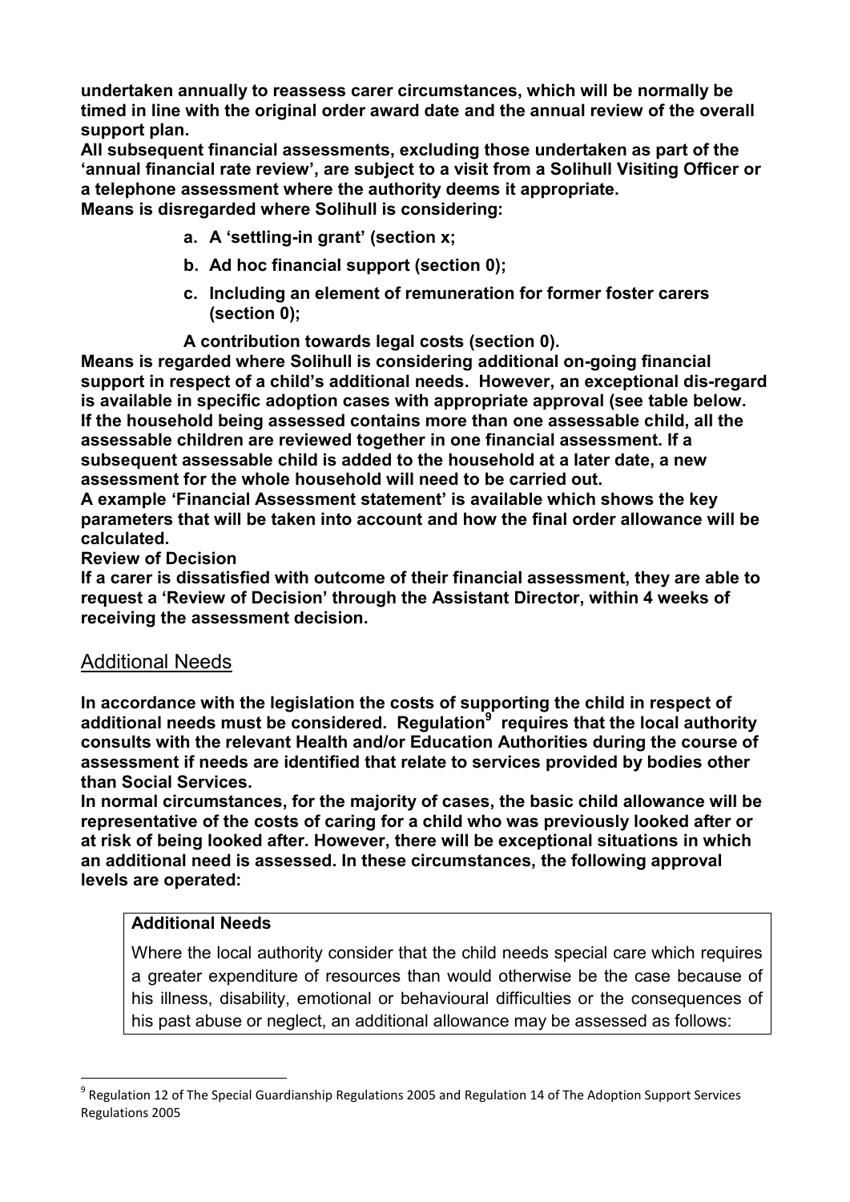**undertaken annually to reassess carer circumstances, which will be normally be timed in line with the original order award date and the annual review of the overall support plan.**

**All subsequent financial assessments, excluding those undertaken as part of the 'annual financial rate review', are subject to a visit from a Solihull Visiting Officer or a telephone assessment where the authority deems it appropriate.**

**Means is disregarded where Solihull is considering:**

- **a. A 'settling-in grant' (section x;**
- **b. Ad hoc financial support (section 0);**
- **c. Including an element of remuneration for former foster carers (section 0);**

**A contribution towards legal costs (section 0).**

**Means is regarded where Solihull is considering additional on-going financial support in respect of a child's additional needs. However, an exceptional dis-regard is available in specific adoption cases with appropriate approval (see table below.**

**If the household being assessed contains more than one assessable child, all the assessable children are reviewed together in one financial assessment. If a subsequent assessable child is added to the household at a later date, a new assessment for the whole household will need to be carried out.**

**A example 'Financial Assessment statement' is available which shows the key parameters that will be taken into account and how the final order allowance will be calculated.**

**Review of Decision**

**If a carer is dissatisfied with outcome of their financial assessment, they are able to request a 'Review of Decision' through the Assistant Director, within 4 weeks of receiving the assessment decision.**

## Additional Needs

**In accordance with the legislation the costs of supporting the child in respect of additional needs must be considered. Regulation[9] requires that the local authority consults with the relevant Health and/or Education Authorities during the course of assessment if needs are identified that relate to services provided by bodies other than Social Services.**

**In normal circumstances, for the majority of cases, the basic child allowance will be representative of the costs of caring for a child who was previously looked after or at risk of being looked after. However, there will be exceptional situations in which an additional need is assessed. In these circumstances, the following approval levels are operated:**

| **Additional Needs** |
| --- |
| Where the local authority consider that the child needs special care which requires a greater expenditure of resources than would otherwise be the case because of his illness, disability, emotional or behavioural difficulties or the consequences of his past abuse or neglect, an additional allowance may be assessed as follows: |

[9] Regulation 12 of The Special Guardianship Regulations 2005 and Regulation 14 of The Adoption Support Services Regulations 2005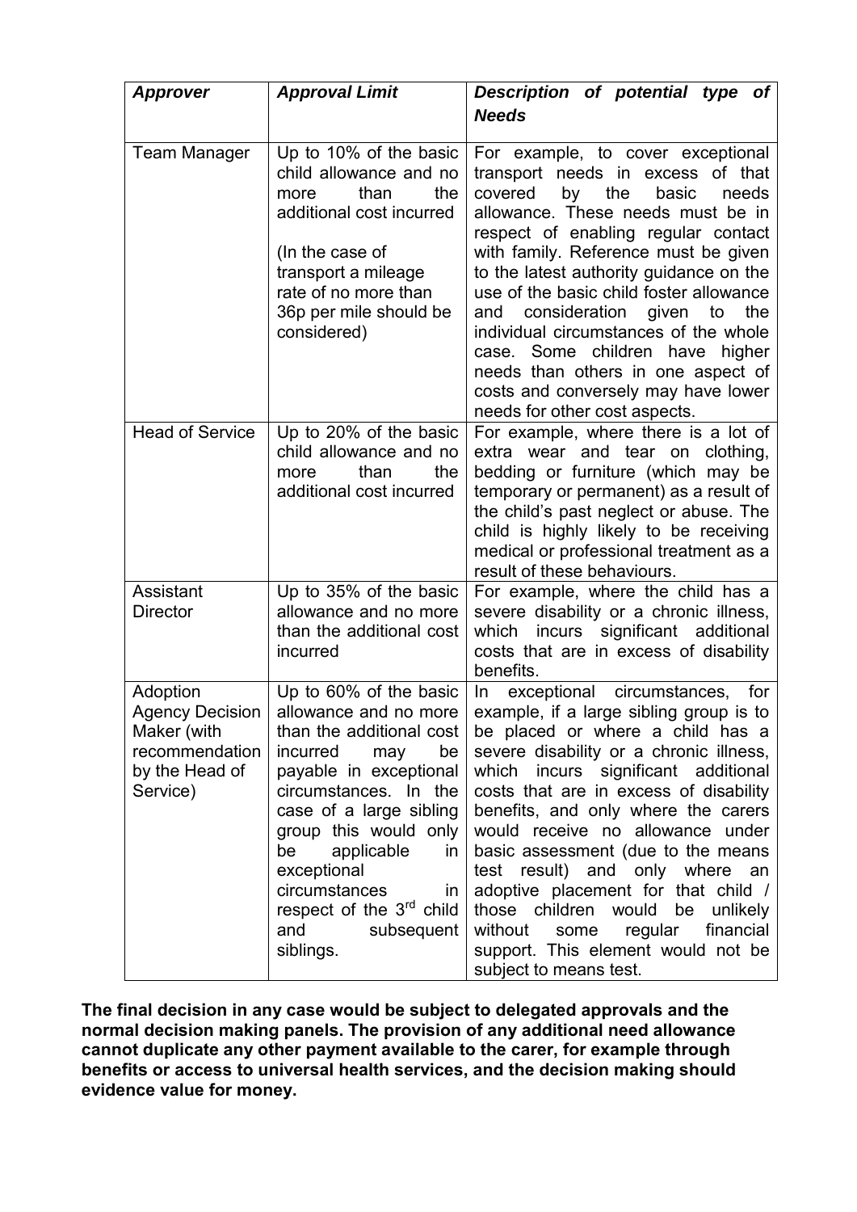| *Approver* | *Approval Limit* | *Description of potential type of Needs* |
|---|---|---|
| Team Manager | Up to 10% of the basic child allowance and no more than the additional cost incurred<br><br>(In the case of transport a mileage rate of no more than 36p per mile should be considered) | For example, to cover exceptional transport needs in excess of that covered by the basic needs allowance. These needs must be in respect of enabling regular contact with family. Reference must be given to the latest authority guidance on the use of the basic child foster allowance and consideration given to the individual circumstances of the whole case. Some children have higher needs than others in one aspect of costs and conversely may have lower needs for other cost aspects. |
| Head of Service | Up to 20% of the basic child allowance and no more than the additional cost incurred | For example, where there is a lot of extra wear and tear on clothing, bedding or furniture (which may be temporary or permanent) as a result of the child's past neglect or abuse. The child is highly likely to be receiving medical or professional treatment as a result of these behaviours. |
| Assistant Director | Up to 35% of the basic allowance and no more than the additional cost incurred | For example, where the child has a severe disability or a chronic illness, which incurs significant additional costs that are in excess of disability benefits. |
| Adoption Agency Decision Maker (with recommendation by the Head of Service) | Up to 60% of the basic allowance and no more than the additional cost incurred may be payable in exceptional circumstances. In the case of a large sibling group this would only be applicable in exceptional circumstances in respect of the 3rd child and subsequent siblings. | In exceptional circumstances, for example, if a large sibling group is to be placed or where a child has a severe disability or a chronic illness, which incurs significant additional costs that are in excess of disability benefits, and only where the carers would receive no allowance under basic assessment (due to the means test result) and only where an adoptive placement for that child / those children would be unlikely without some regular financial support. This element would not be subject to means test. |

**The final decision in any case would be subject to delegated approvals and the normal decision making panels. The provision of any additional need allowance cannot duplicate any other payment available to the carer, for example through benefits or access to universal health services, and the decision making should evidence value for money.**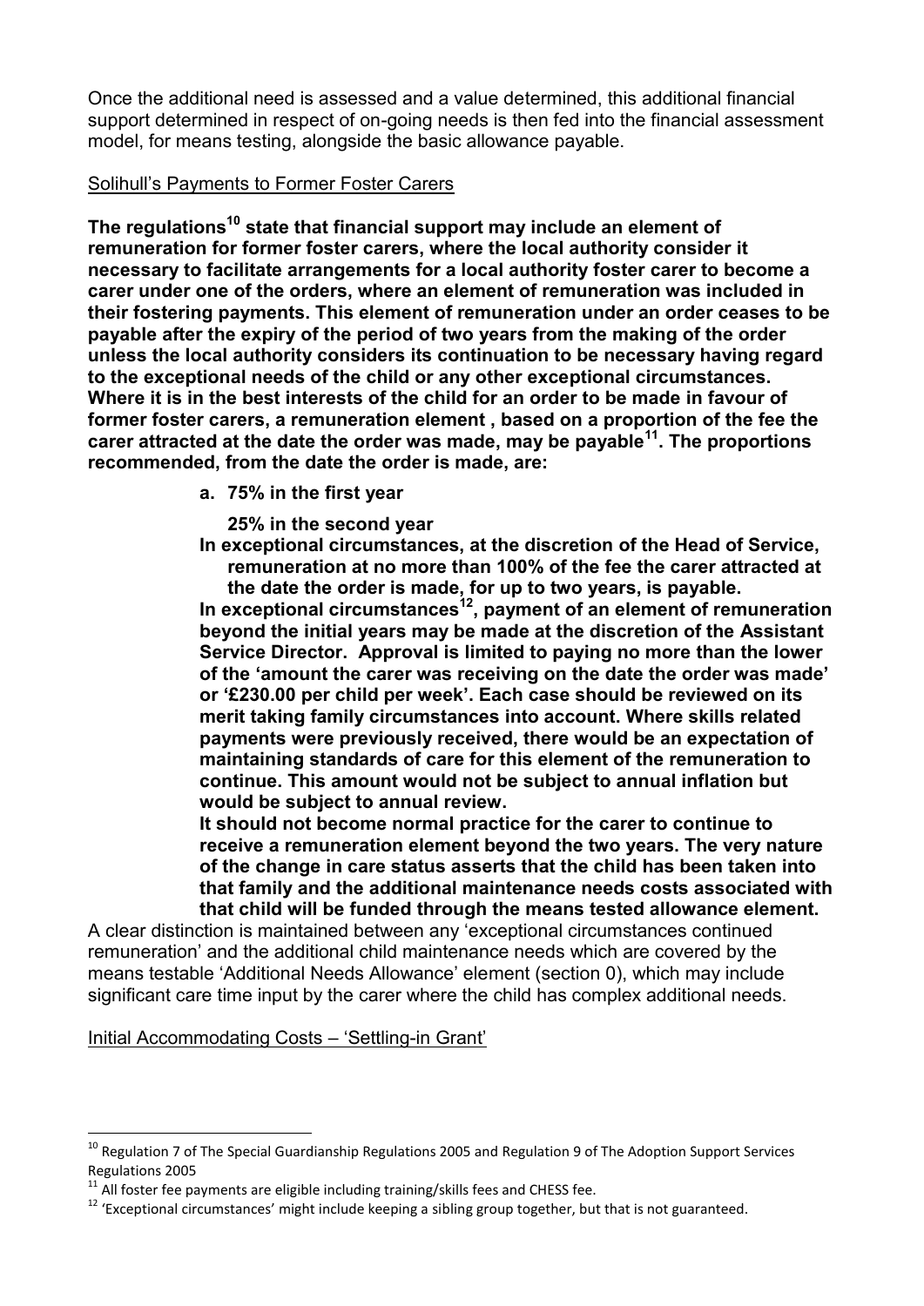Once the additional need is assessed and a value determined, this additional financial support determined in respect of on-going needs is then fed into the financial assessment model, for means testing, alongside the basic allowance payable.

Solihull's Payments to Former Foster Carers

**The regulations[10] state that financial support may include an element of remuneration for former foster carers, where the local authority consider it necessary to facilitate arrangements for a local authority foster carer to become a carer under one of the orders, where an element of remuneration was included in their fostering payments. This element of remuneration under an order ceases to be payable after the expiry of the period of two years from the making of the order unless the local authority considers its continuation to be necessary having regard to the exceptional needs of the child or any other exceptional circumstances. Where it is in the best interests of the child for an order to be made in favour of former foster carers, a remuneration element , based on a proportion of the fee the carer attracted at the date the order was made, may be payable[11]. The proportions recommended, from the date the order is made, are:**

**a. 75% in the first year**

**25% in the second year**

**In exceptional circumstances, at the discretion of the Head of Service, remuneration at no more than 100% of the fee the carer attracted at the date the order is made, for up to two years, is payable.**

**In exceptional circumstances[12], payment of an element of remuneration beyond the initial years may be made at the discretion of the Assistant Service Director. Approval is limited to paying no more than the lower of the 'amount the carer was receiving on the date the order was made' or '£230.00 per child per week'. Each case should be reviewed on its merit taking family circumstances into account. Where skills related payments were previously received, there would be an expectation of maintaining standards of care for this element of the remuneration to continue. This amount would not be subject to annual inflation but would be subject to annual review.**

**It should not become normal practice for the carer to continue to receive a remuneration element beyond the two years. The very nature of the change in care status asserts that the child has been taken into that family and the additional maintenance needs costs associated with that child will be funded through the means tested allowance element.**

A clear distinction is maintained between any 'exceptional circumstances continued remuneration' and the additional child maintenance needs which are covered by the means testable 'Additional Needs Allowance' element (section 0), which may include significant care time input by the carer where the child has complex additional needs.

Initial Accommodating Costs – 'Settling-in Grant'

---

[10] Regulation 7 of The Special Guardianship Regulations 2005 and Regulation 9 of The Adoption Support Services Regulations 2005

[11] All foster fee payments are eligible including training/skills fees and CHESS fee.

[12] 'Exceptional circumstances' might include keeping a sibling group together, but that is not guaranteed.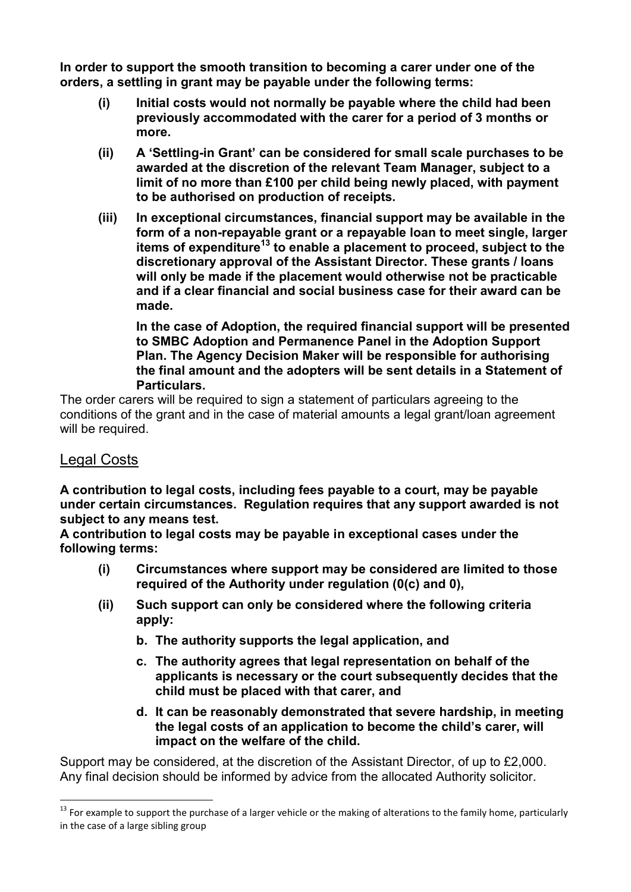**In order to support the smooth transition to becoming a carer under one of the orders, a settling in grant may be payable under the following terms:**

- **(i) Initial costs would not normally be payable where the child had been previously accommodated with the carer for a period of 3 months or more.**
- **(ii) A 'Settling-in Grant' can be considered for small scale purchases to be awarded at the discretion of the relevant Team Manager, subject to a limit of no more than £100 per child being newly placed, with payment to be authorised on production of receipts.**
- **(iii) In exceptional circumstances, financial support may be available in the form of a non-repayable grant or a repayable loan to meet single, larger items of expenditure[13] to enable a placement to proceed, subject to the discretionary approval of the Assistant Director. These grants / loans will only be made if the placement would otherwise not be practicable and if a clear financial and social business case for their award can be made.**

  **In the case of Adoption, the required financial support will be presented to SMBC Adoption and Permanence Panel in the Adoption Support Plan. The Agency Decision Maker will be responsible for authorising the final amount and the adopters will be sent details in a Statement of Particulars.**

The order carers will be required to sign a statement of particulars agreeing to the conditions of the grant and in the case of material amounts a legal grant/loan agreement will be required.

## Legal Costs

**A contribution to legal costs, including fees payable to a court, may be payable under certain circumstances. Regulation requires that any support awarded is not subject to any means test.**

**A contribution to legal costs may be payable in exceptional cases under the following terms:**

- **(i) Circumstances where support may be considered are limited to those required of the Authority under regulation (0(c) and 0),**
- **(ii) Such support can only be considered where the following criteria apply:**
  - **b. The authority supports the legal application, and**
  - **c. The authority agrees that legal representation on behalf of the applicants is necessary or the court subsequently decides that the child must be placed with that carer, and**
  - **d. It can be reasonably demonstrated that severe hardship, in meeting the legal costs of an application to become the child's carer, will impact on the welfare of the child.**

Support may be considered, at the discretion of the Assistant Director, of up to £2,000. Any final decision should be informed by advice from the allocated Authority solicitor.

---

[13] For example to support the purchase of a larger vehicle or the making of alterations to the family home, particularly in the case of a large sibling group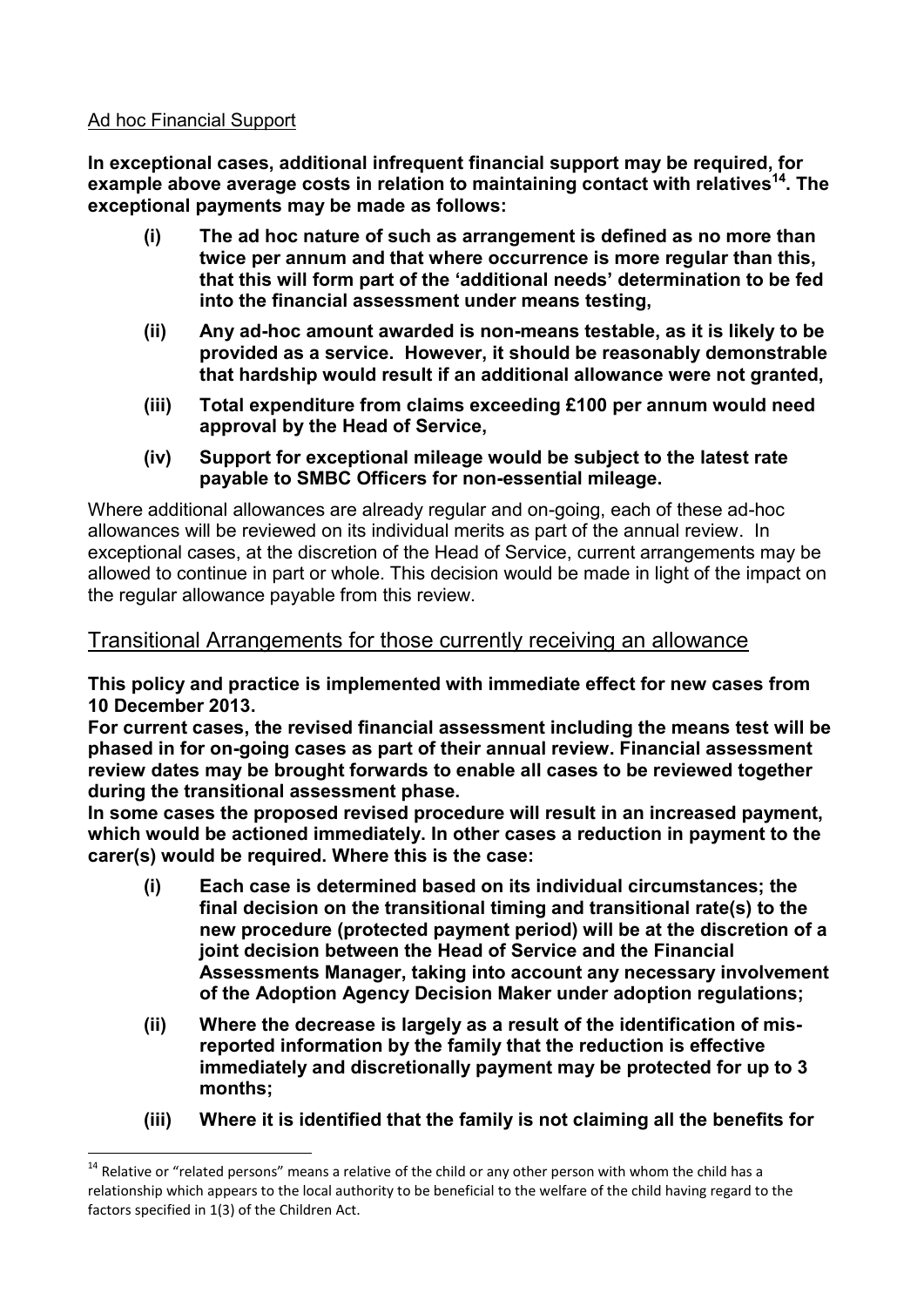Ad hoc Financial Support

**In exceptional cases, additional infrequent financial support may be required, for example above average costs in relation to maintaining contact with relatives[14]. The exceptional payments may be made as follows:**

- **(i) The ad hoc nature of such as arrangement is defined as no more than twice per annum and that where occurrence is more regular than this, that this will form part of the 'additional needs' determination to be fed into the financial assessment under means testing,**
- **(ii) Any ad-hoc amount awarded is non-means testable, as it is likely to be provided as a service. However, it should be reasonably demonstrable that hardship would result if an additional allowance were not granted,**
- **(iii) Total expenditure from claims exceeding £100 per annum would need approval by the Head of Service,**
- **(iv) Support for exceptional mileage would be subject to the latest rate payable to SMBC Officers for non-essential mileage.**

Where additional allowances are already regular and on-going, each of these ad-hoc allowances will be reviewed on its individual merits as part of the annual review. In exceptional cases, at the discretion of the Head of Service, current arrangements may be allowed to continue in part or whole. This decision would be made in light of the impact on the regular allowance payable from this review.

## Transitional Arrangements for those currently receiving an allowance

**This policy and practice is implemented with immediate effect for new cases from 10 December 2013.**

**For current cases, the revised financial assessment including the means test will be phased in for on-going cases as part of their annual review. Financial assessment review dates may be brought forwards to enable all cases to be reviewed together during the transitional assessment phase.**

**In some cases the proposed revised procedure will result in an increased payment, which would be actioned immediately. In other cases a reduction in payment to the carer(s) would be required. Where this is the case:**

- **(i) Each case is determined based on its individual circumstances; the final decision on the transitional timing and transitional rate(s) to the new procedure (protected payment period) will be at the discretion of a joint decision between the Head of Service and the Financial Assessments Manager, taking into account any necessary involvement of the Adoption Agency Decision Maker under adoption regulations;**
- **(ii) Where the decrease is largely as a result of the identification of mis-reported information by the family that the reduction is effective immediately and discretionally payment may be protected for up to 3 months;**
- **(iii) Where it is identified that the family is not claiming all the benefits for**

---

[14] Relative or "related persons" means a relative of the child or any other person with whom the child has a relationship which appears to the local authority to be beneficial to the welfare of the child having regard to the factors specified in 1(3) of the Children Act.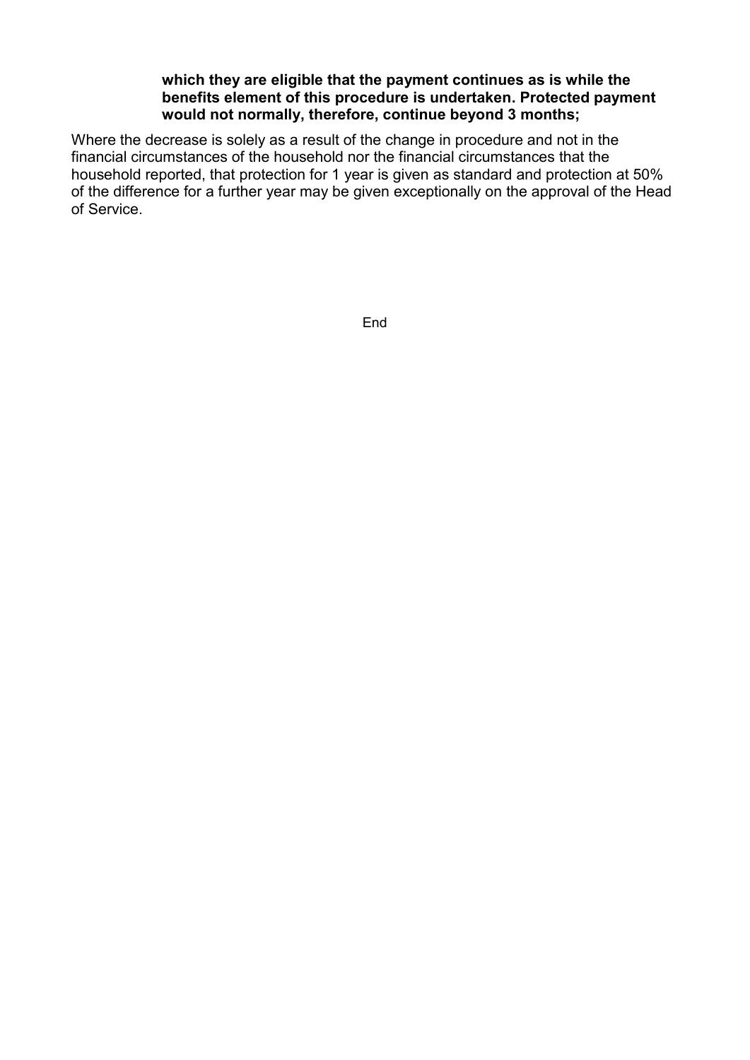**which they are eligible that the payment continues as is while the benefits element of this procedure is undertaken. Protected payment would not normally, therefore, continue beyond 3 months;**

Where the decrease is solely as a result of the change in procedure and not in the financial circumstances of the household nor the financial circumstances that the household reported, that protection for 1 year is given as standard and protection at 50% of the difference for a further year may be given exceptionally on the approval of the Head of Service.

End